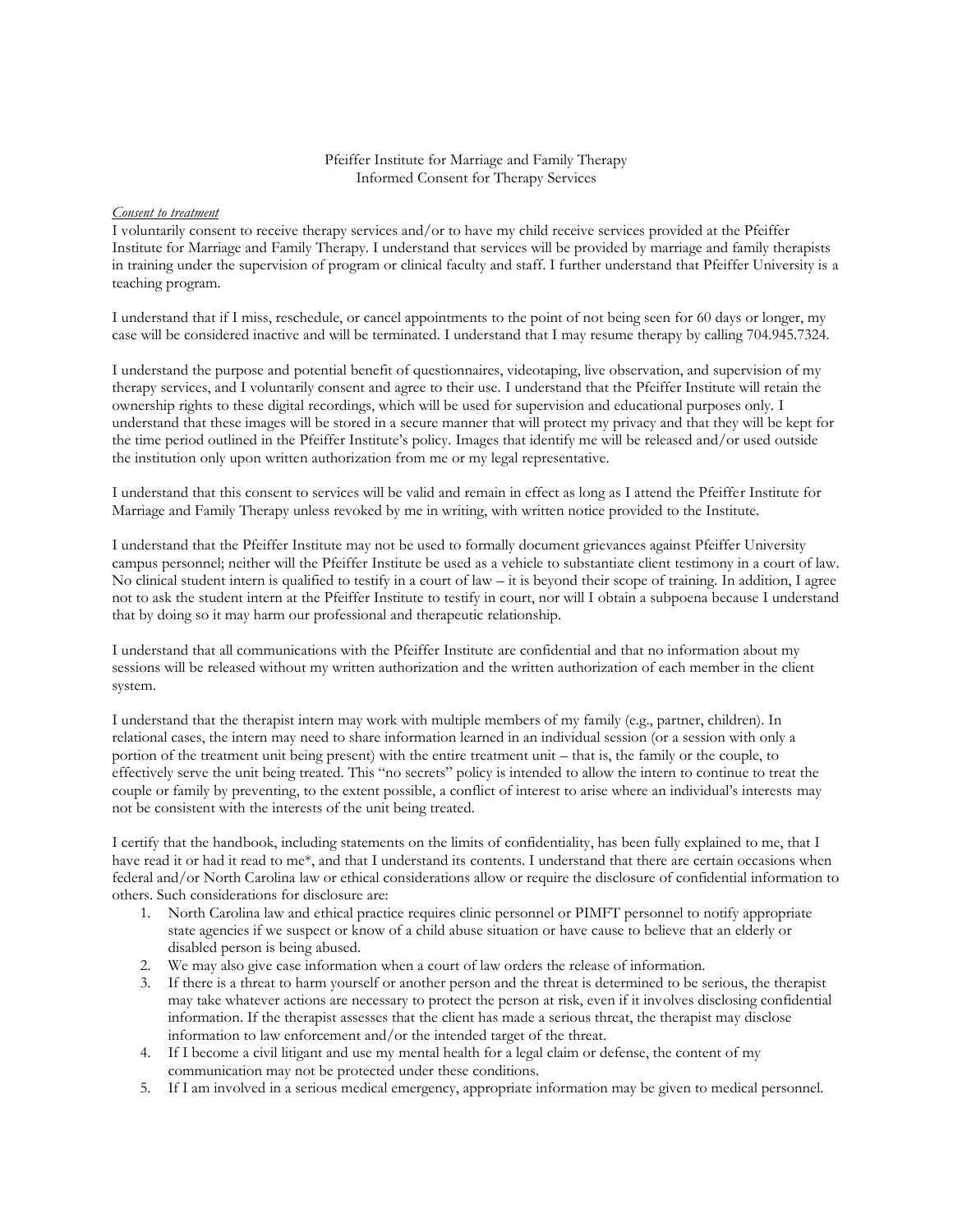Pfeiffer Institute for Marriage and Family Therapy
Informed Consent for Therapy Services

*Consent to treatment*

I voluntarily consent to receive therapy services and/or to have my child receive services provided at the Pfeiffer Institute for Marriage and Family Therapy. I understand that services will be provided by marriage and family therapists in training under the supervision of program or clinical faculty and staff. I further understand that Pfeiffer University is a teaching program.

I understand that if I miss, reschedule, or cancel appointments to the point of not being seen for 60 days or longer, my case will be considered inactive and will be terminated. I understand that I may resume therapy by calling 704.945.7324.

I understand the purpose and potential benefit of questionnaires, videotaping, live observation, and supervision of my therapy services, and I voluntarily consent and agree to their use. I understand that the Pfeiffer Institute will retain the ownership rights to these digital recordings, which will be used for supervision and educational purposes only. I understand that these images will be stored in a secure manner that will protect my privacy and that they will be kept for the time period outlined in the Pfeiffer Institute's policy. Images that identify me will be released and/or used outside the institution only upon written authorization from me or my legal representative.

I understand that this consent to services will be valid and remain in effect as long as I attend the Pfeiffer Institute for Marriage and Family Therapy unless revoked by me in writing, with written notice provided to the Institute.

I understand that the Pfeiffer Institute may not be used to formally document grievances against Pfeiffer University campus personnel; neither will the Pfeiffer Institute be used as a vehicle to substantiate client testimony in a court of law. No clinical student intern is qualified to testify in a court of law – it is beyond their scope of training. In addition, I agree not to ask the student intern at the Pfeiffer Institute to testify in court, nor will I obtain a subpoena because I understand that by doing so it may harm our professional and therapeutic relationship.

I understand that all communications with the Pfeiffer Institute are confidential and that no information about my sessions will be released without my written authorization and the written authorization of each member in the client system.

I understand that the therapist intern may work with multiple members of my family (e.g., partner, children). In relational cases, the intern may need to share information learned in an individual session (or a session with only a portion of the treatment unit being present) with the entire treatment unit – that is, the family or the couple, to effectively serve the unit being treated. This "no secrets" policy is intended to allow the intern to continue to treat the couple or family by preventing, to the extent possible, a conflict of interest to arise where an individual's interests may not be consistent with the interests of the unit being treated.

I certify that the handbook, including statements on the limits of confidentiality, has been fully explained to me, that I have read it or had it read to me*, and that I understand its contents. I understand that there are certain occasions when federal and/or North Carolina law or ethical considerations allow or require the disclosure of confidential information to others. Such considerations for disclosure are:

1. North Carolina law and ethical practice requires clinic personnel or PIMFT personnel to notify appropriate state agencies if we suspect or know of a child abuse situation or have cause to believe that an elderly or disabled person is being abused.
2. We may also give case information when a court of law orders the release of information.
3. If there is a threat to harm yourself or another person and the threat is determined to be serious, the therapist may take whatever actions are necessary to protect the person at risk, even if it involves disclosing confidential information. If the therapist assesses that the client has made a serious threat, the therapist may disclose information to law enforcement and/or the intended target of the threat.
4. If I become a civil litigant and use my mental health for a legal claim or defense, the content of my communication may not be protected under these conditions.
5. If I am involved in a serious medical emergency, appropriate information may be given to medical personnel.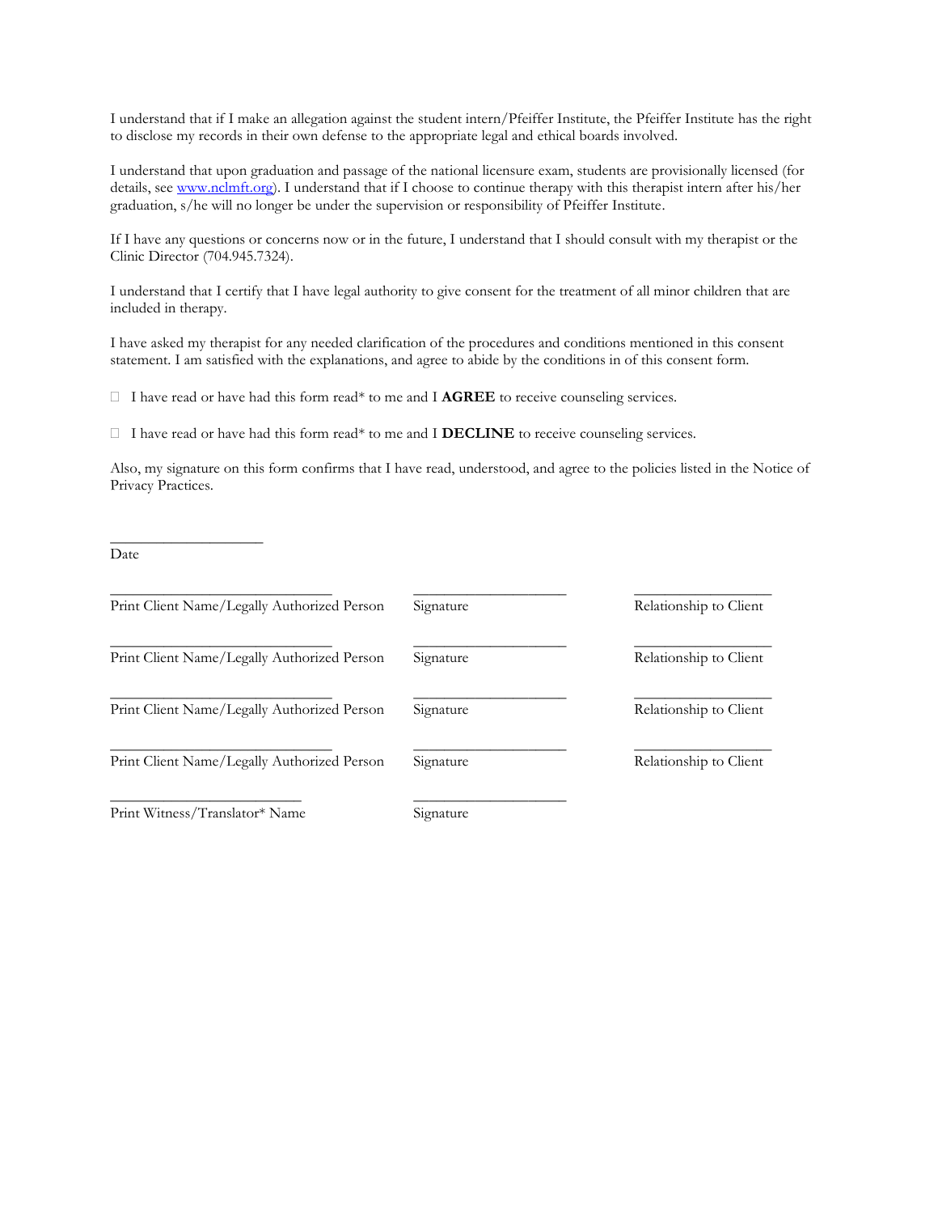I understand that if I make an allegation against the student intern/Pfeiffer Institute, the Pfeiffer Institute has the right to disclose my records in their own defense to the appropriate legal and ethical boards involved.

I understand that upon graduation and passage of the national licensure exam, students are provisionally licensed (for details, see www.nclmft.org). I understand that if I choose to continue therapy with this therapist intern after his/her graduation, s/he will no longer be under the supervision or responsibility of Pfeiffer Institute.

If I have any questions or concerns now or in the future, I understand that I should consult with my therapist or the Clinic Director (704.945.7324).

I understand that I certify that I have legal authority to give consent for the treatment of all minor children that are included in therapy.

I have asked my therapist for any needed clarification of the procedures and conditions mentioned in this consent statement. I am satisfied with the explanations, and agree to abide by the conditions in of this consent form.

☐ I have read or have had this form read* to me and I **AGREE** to receive counseling services.

☐ I have read or have had this form read* to me and I **DECLINE** to receive counseling services.

Also, my signature on this form confirms that I have read, understood, and agree to the policies listed in the Notice of Privacy Practices.

____________________
Date

| | | |
|---|---|---|
| ______________________________ | ____________________ | __________________ |
| Print Client Name/Legally Authorized Person | Signature | Relationship to Client |
| ______________________________ | ____________________ | __________________ |
| Print Client Name/Legally Authorized Person | Signature | Relationship to Client |
| ______________________________ | ____________________ | __________________ |
| Print Client Name/Legally Authorized Person | Signature | Relationship to Client |
| ______________________________ | ____________________ | __________________ |
| Print Client Name/Legally Authorized Person | Signature | Relationship to Client |
| _________________________ | ____________________ | |
| Print Witness/Translator* Name | Signature | |